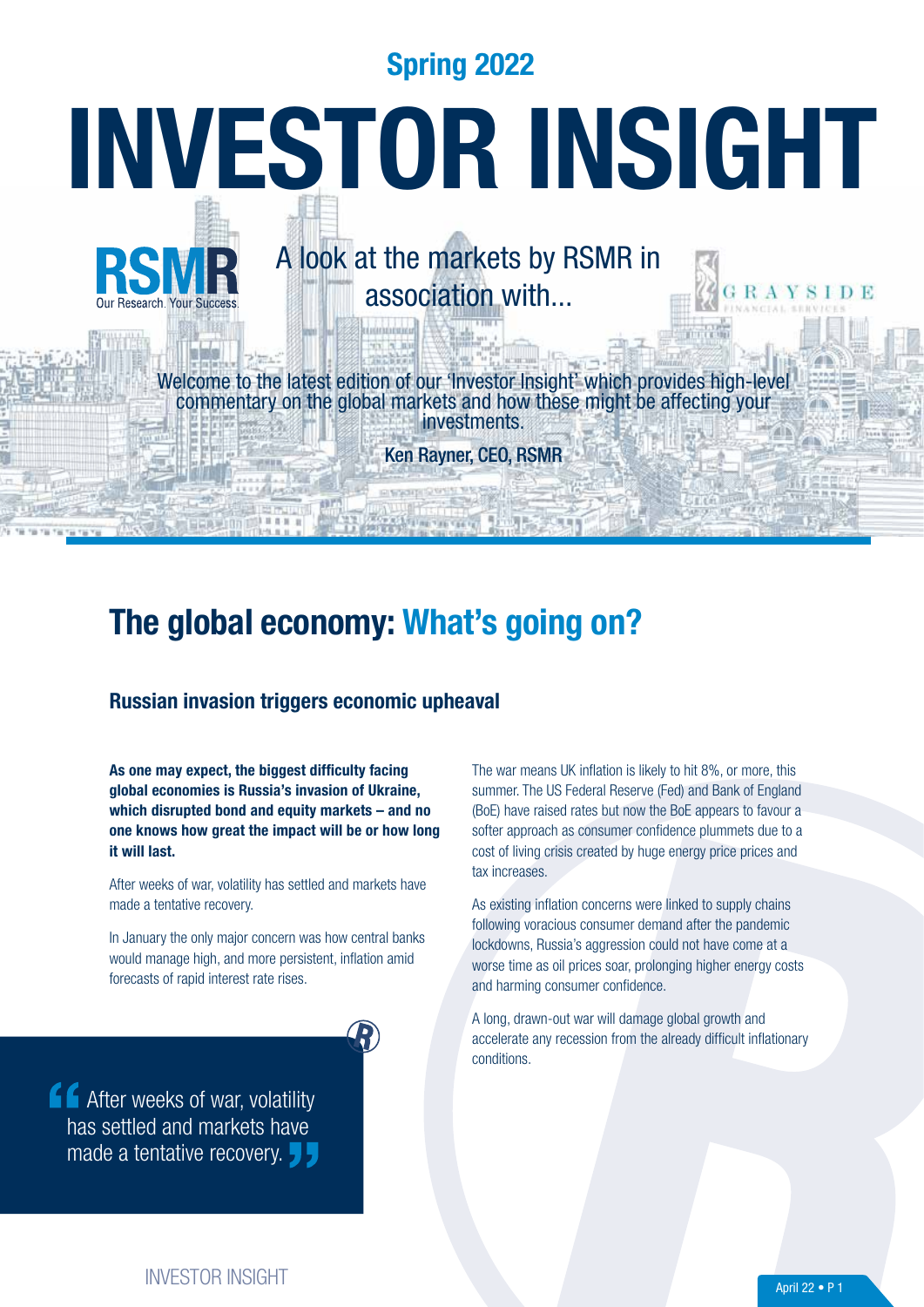Spring 2022

# INVESTOR INSIGHT

RSMR
Our Research. Your Success.

A look at the markets by RSMR in association with...

GRAYSIDE FINANCIAL SERVICES

Welcome to the latest edition of our 'Investor Insight' which provides high-level commentary on the global markets and how these might be affecting your investments.

**Ken Rayner, CEO, RSMR**

## The global economy: What's going on?

### Russian invasion triggers economic upheaval

**As one may expect, the biggest difficulty facing global economies is Russia's invasion of Ukraine, which disrupted bond and equity markets – and no one knows how great the impact will be or how long it will last.**

After weeks of war, volatility has settled and markets have made a tentative recovery.

In January the only major concern was how central banks would manage high, and more persistent, inflation amid forecasts of rapid interest rate rises.

> "After weeks of war, volatility has settled and markets have made a tentative recovery."

The war means UK inflation is likely to hit 8%, or more, this summer. The US Federal Reserve (Fed) and Bank of England (BoE) have raised rates but now the BoE appears to favour a softer approach as consumer confidence plummets due to a cost of living crisis created by huge energy price prices and tax increases.

As existing inflation concerns were linked to supply chains following voracious consumer demand after the pandemic lockdowns, Russia's aggression could not have come at a worse time as oil prices soar, prolonging higher energy costs and harming consumer confidence.

A long, drawn-out war will damage global growth and accelerate any recession from the already difficult inflationary conditions.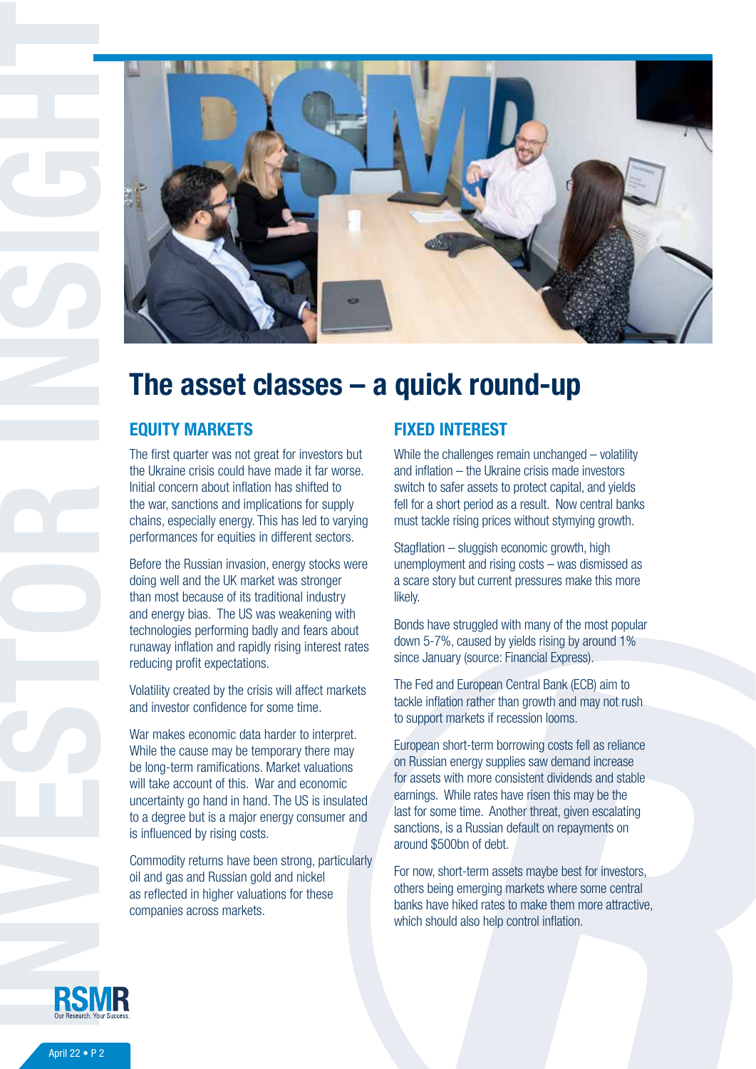# The asset classes – a quick round-up

## EQUITY MARKETS

The first quarter was not great for investors but the Ukraine crisis could have made it far worse. Initial concern about inflation has shifted to the war, sanctions and implications for supply chains, especially energy. This has led to varying performances for equities in different sectors.

Before the Russian invasion, energy stocks were doing well and the UK market was stronger than most because of its traditional industry and energy bias. The US was weakening with technologies performing badly and fears about runaway inflation and rapidly rising interest rates reducing profit expectations.

Volatility created by the crisis will affect markets and investor confidence for some time.

War makes economic data harder to interpret. While the cause may be temporary there may be long-term ramifications. Market valuations will take account of this. War and economic uncertainty go hand in hand. The US is insulated to a degree but is a major energy consumer and is influenced by rising costs.

Commodity returns have been strong, particularly oil and gas and Russian gold and nickel as reflected in higher valuations for these companies across markets.

## FIXED INTEREST

While the challenges remain unchanged – volatility and inflation – the Ukraine crisis made investors switch to safer assets to protect capital, and yields fell for a short period as a result. Now central banks must tackle rising prices without stymying growth.

Stagflation – sluggish economic growth, high unemployment and rising costs – was dismissed as a scare story but current pressures make this more likely.

Bonds have struggled with many of the most popular down 5-7%, caused by yields rising by around 1% since January (source: Financial Express).

The Fed and European Central Bank (ECB) aim to tackle inflation rather than growth and may not rush to support markets if recession looms.

European short-term borrowing costs fell as reliance on Russian energy supplies saw demand increase for assets with more consistent dividends and stable earnings. While rates have risen this may be the last for some time. Another threat, given escalating sanctions, is a Russian default on repayments on around $500bn of debt.

For now, short-term assets maybe best for investors, others being emerging markets where some central banks have hiked rates to make them more attractive, which should also help control inflation.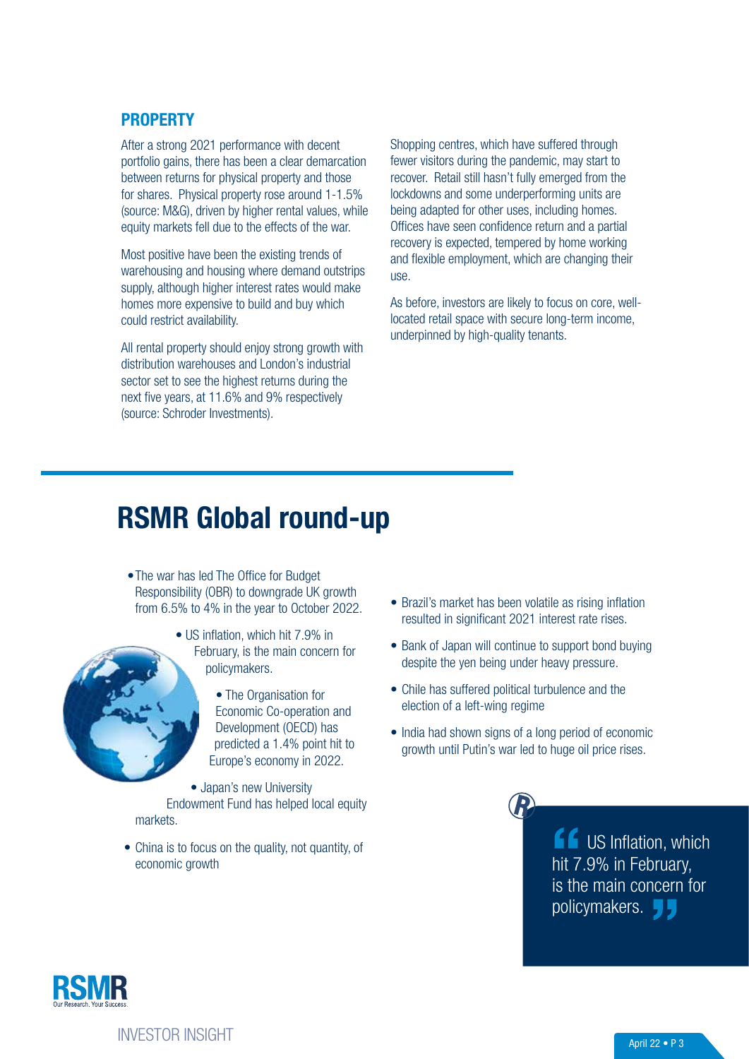## PROPERTY

After a strong 2021 performance with decent portfolio gains, there has been a clear demarcation between returns for physical property and those for shares. Physical property rose around 1-1.5% (source: M&G), driven by higher rental values, while equity markets fell due to the effects of the war.

Most positive have been the existing trends of warehousing and housing where demand outstrips supply, although higher interest rates would make homes more expensive to build and buy which could restrict availability.

All rental property should enjoy strong growth with distribution warehouses and London's industrial sector set to see the highest returns during the next five years, at 11.6% and 9% respectively (source: Schroder Investments).

Shopping centres, which have suffered through fewer visitors during the pandemic, may start to recover. Retail still hasn't fully emerged from the lockdowns and some underperforming units are being adapted for other uses, including homes. Offices have seen confidence return and a partial recovery is expected, tempered by home working and flexible employment, which are changing their use.

As before, investors are likely to focus on core, well-located retail space with secure long-term income, underpinned by high-quality tenants.

# RSMR Global round-up

- The war has led The Office for Budget Responsibility (OBR) to downgrade UK growth from 6.5% to 4% in the year to October 2022.
- US inflation, which hit 7.9% in February, is the main concern for policymakers.
- The Organisation for Economic Co-operation and Development (OECD) has predicted a 1.4% point hit to Europe's economy in 2022.
- Japan's new University Endowment Fund has helped local equity markets.
- China is to focus on the quality, not quantity, of economic growth
- Brazil's market has been volatile as rising inflation resulted in significant 2021 interest rate rises.
- Bank of Japan will continue to support bond buying despite the yen being under heavy pressure.
- Chile has suffered political turbulence and the election of a left-wing regime
- India had shown signs of a long period of economic growth until Putin's war led to huge oil price rises.

> "US Inflation, which hit 7.9% in February, is the main concern for policymakers."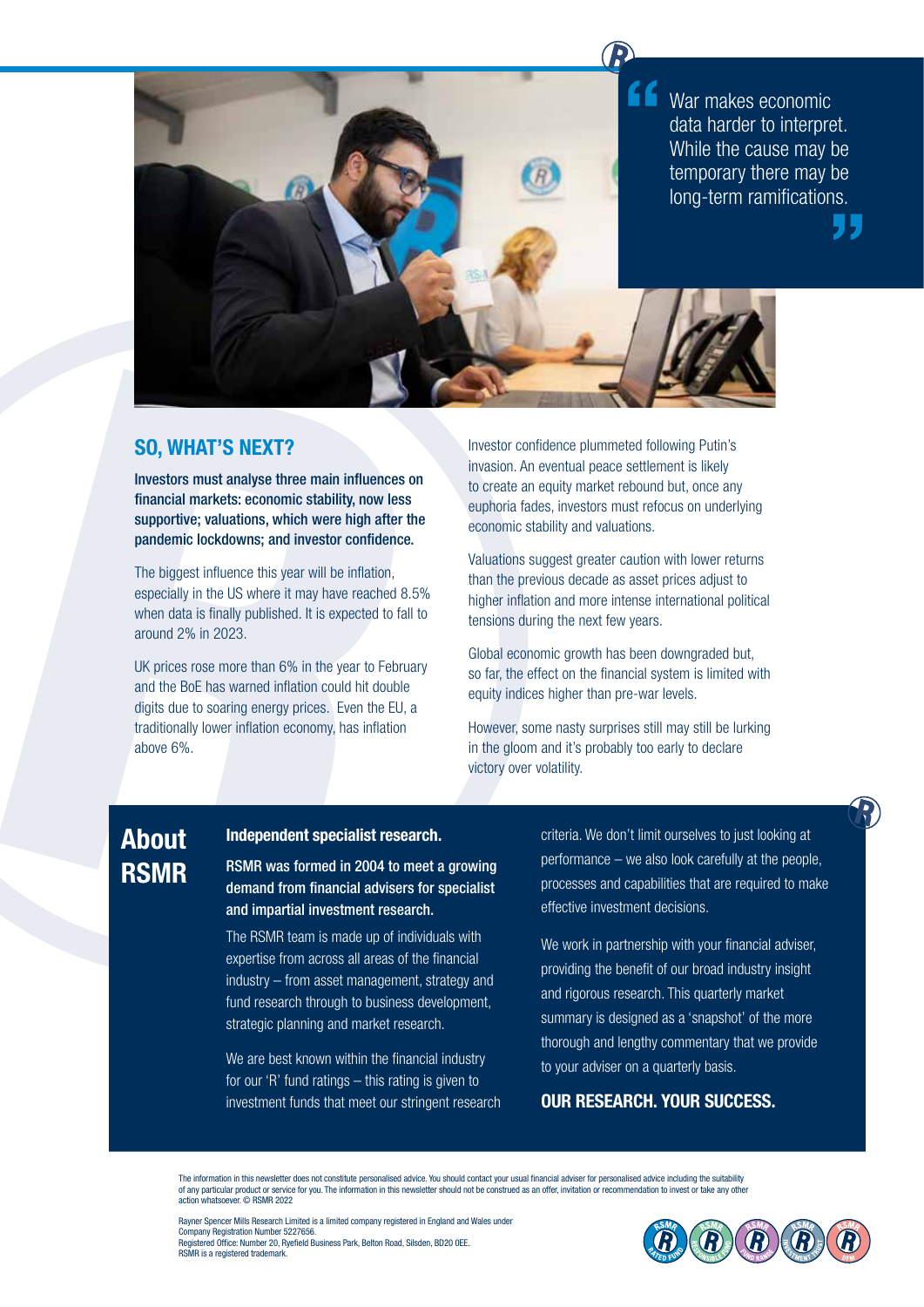> War makes economic data harder to interpret. While the cause may be temporary there may be long-term ramifications.

## SO, WHAT'S NEXT?

**Investors must analyse three main influences on financial markets: economic stability, now less supportive; valuations, which were high after the pandemic lockdowns; and investor confidence.**

The biggest influence this year will be inflation, especially in the US where it may have reached 8.5% when data is finally published. It is expected to fall to around 2% in 2023.

UK prices rose more than 6% in the year to February and the BoE has warned inflation could hit double digits due to soaring energy prices. Even the EU, a traditionally lower inflation economy, has inflation above 6%.

Investor confidence plummeted following Putin's invasion. An eventual peace settlement is likely to create an equity market rebound but, once any euphoria fades, investors must refocus on underlying economic stability and valuations.

Valuations suggest greater caution with lower returns than the previous decade as asset prices adjust to higher inflation and more intense international political tensions during the next few years.

Global economic growth has been downgraded but, so far, the effect on the financial system is limited with equity indices higher than pre-war levels.

However, some nasty surprises still may still be lurking in the gloom and it's probably too early to declare victory over volatility.

## About RSMR

**Independent specialist research.**

**RSMR was formed in 2004 to meet a growing demand from financial advisers for specialist and impartial investment research.**

The RSMR team is made up of individuals with expertise from across all areas of the financial industry – from asset management, strategy and fund research through to business development, strategic planning and market research.

We are best known within the financial industry for our 'R' fund ratings – this rating is given to investment funds that meet our stringent research criteria. We don't limit ourselves to just looking at performance – we also look carefully at the people, processes and capabilities that are required to make effective investment decisions.

We work in partnership with your financial adviser, providing the benefit of our broad industry insight and rigorous research. This quarterly market summary is designed as a 'snapshot' of the more thorough and lengthy commentary that we provide to your adviser on a quarterly basis.

**OUR RESEARCH. YOUR SUCCESS.**

The information in this newsletter does not constitute personalised advice. You should contact your usual financial adviser for personalised advice including the suitability of any particular product or service for you. The information in this newsletter should not be construed as an offer, invitation or recommendation to invest or take any other action whatsoever. © RSMR 2022

Rayner Spencer Mills Research Limited is a limited company registered in England and Wales under Company Registration Number 5227656.
Registered Office: Number 20, Ryefield Business Park, Belton Road, Silsden, BD20 0EE.
RSMR is a registered trademark.